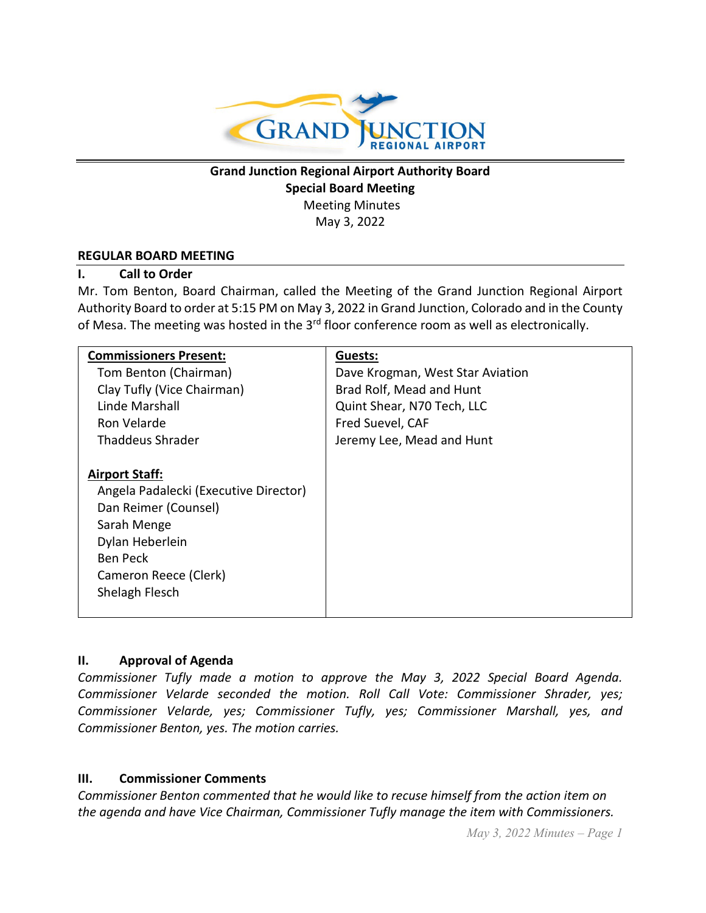**Grand Junction Regional Airport Authority Board**
**Special Board Meeting**
Meeting Minutes
May 3, 2022

## REGULAR BOARD MEETING

### I. Call to Order

Mr. Tom Benton, Board Chairman, called the Meeting of the Grand Junction Regional Airport Authority Board to order at 5:15 PM on May 3, 2022 in Grand Junction, Colorado and in the County of Mesa. The meeting was hosted in the 3rd floor conference room as well as electronically.

| **Commissioners Present:** | **Guests:** |
|---|---|
| Tom Benton (Chairman) | Dave Krogman, West Star Aviation |
| Clay Tufly (Vice Chairman) | Brad Rolf, Mead and Hunt |
| Linde Marshall | Quint Shear, N70 Tech, LLC |
| Ron Velarde | Fred Suevel, CAF |
| Thaddeus Shrader | Jeremy Lee, Mead and Hunt |
| | |
| **Airport Staff:** | |
| Angela Padalecki (Executive Director) | |
| Dan Reimer (Counsel) | |
| Sarah Menge | |
| Dylan Heberlein | |
| Ben Peck | |
| Cameron Reece (Clerk) | |
| Shelagh Flesch | |

### II. Approval of Agenda

*Commissioner Tufly made a motion to approve the May 3, 2022 Special Board Agenda. Commissioner Velarde seconded the motion. Roll Call Vote: Commissioner Shrader, yes; Commissioner Velarde, yes; Commissioner Tufly, yes; Commissioner Marshall, yes, and Commissioner Benton, yes. The motion carries.*

### III. Commissioner Comments

*Commissioner Benton commented that he would like to recuse himself from the action item on the agenda and have Vice Chairman, Commissioner Tufly manage the item with Commissioners.*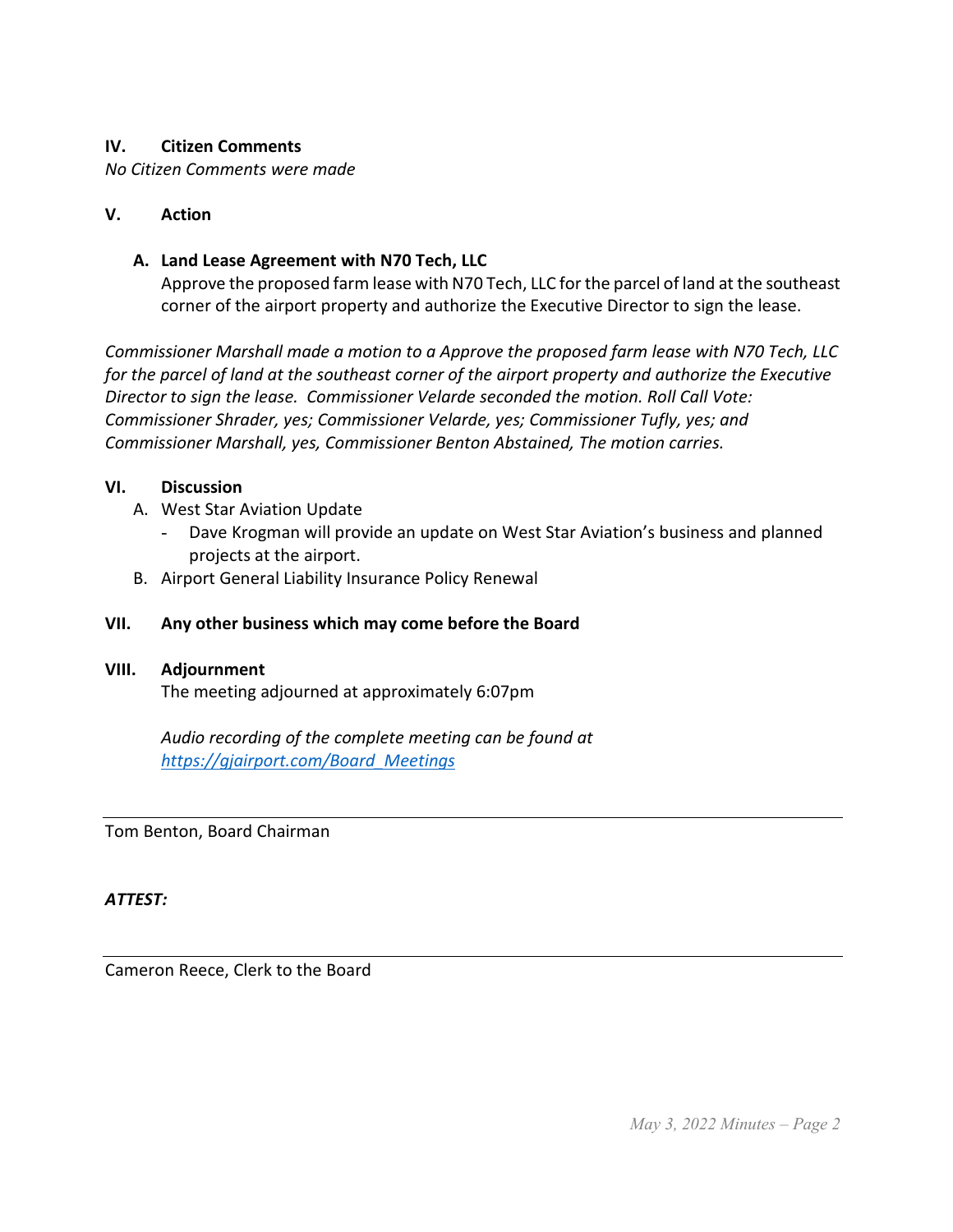## IV. Citizen Comments

*No Citizen Comments were made*

## V. Action

### A. Land Lease Agreement with N70 Tech, LLC

Approve the proposed farm lease with N70 Tech, LLC for the parcel of land at the southeast corner of the airport property and authorize the Executive Director to sign the lease.

*Commissioner Marshall made a motion to a Approve the proposed farm lease with N70 Tech, LLC for the parcel of land at the southeast corner of the airport property and authorize the Executive Director to sign the lease. Commissioner Velarde seconded the motion. Roll Call Vote: Commissioner Shrader, yes; Commissioner Velarde, yes; Commissioner Tufly, yes; and Commissioner Marshall, yes, Commissioner Benton Abstained, The motion carries.*

## VI. Discussion

A. West Star Aviation Update
   - Dave Krogman will provide an update on West Star Aviation's business and planned projects at the airport.

B. Airport General Liability Insurance Policy Renewal

## VII. Any other business which may come before the Board

## VIII. Adjournment

The meeting adjourned at approximately 6:07pm

*Audio recording of the complete meeting can be found at [https://gjairport.com/Board_Meetings](https://gjairport.com/Board_Meetings)*

---

Tom Benton, Board Chairman

*ATTEST:*

---

Cameron Reece, Clerk to the Board